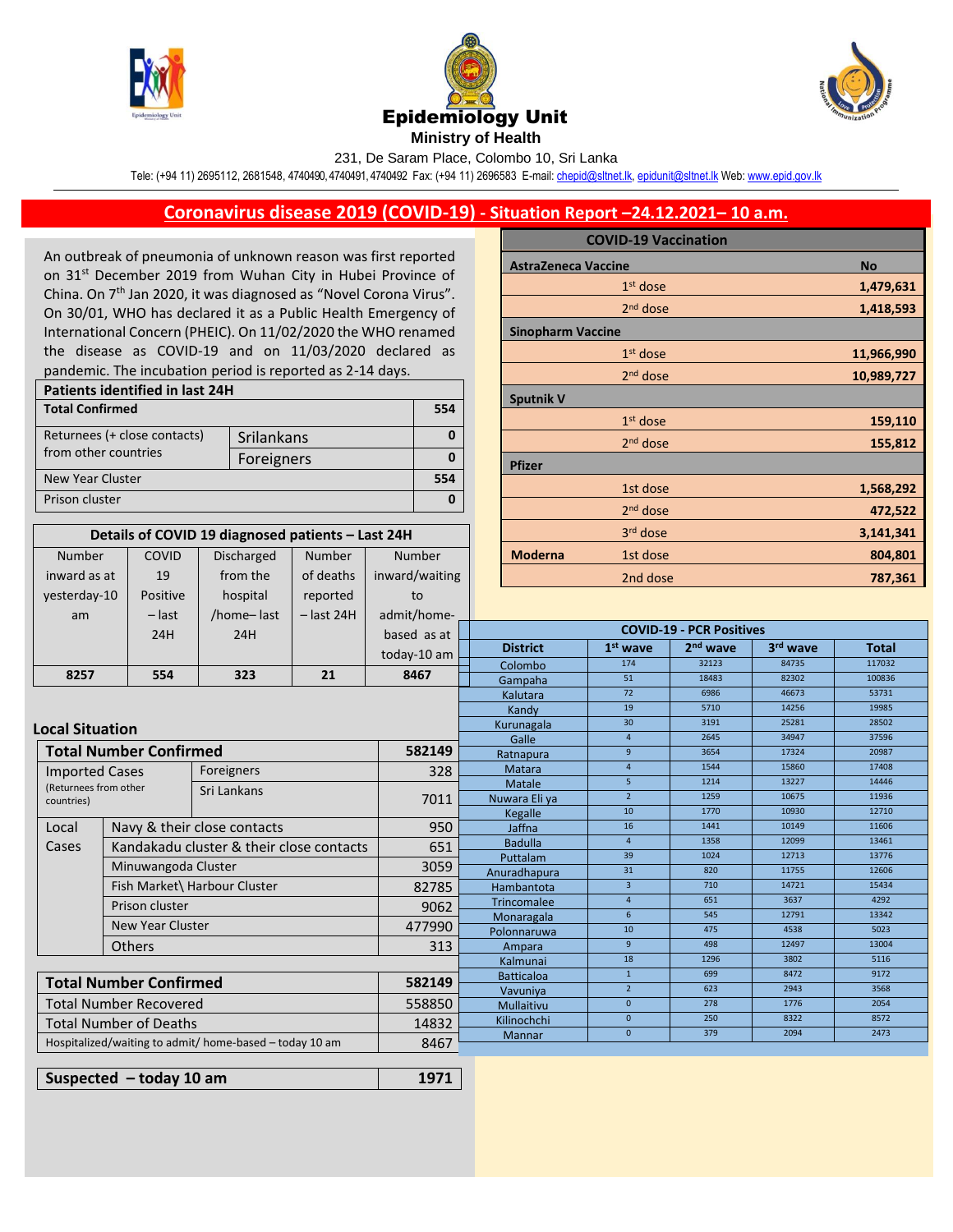# Epidemiology Unit

**Ministry of Health**

231, De Saram Place, Colombo 10, Sri Lanka

Tele: (+94 11) 2695112, 2681548, 4740490, 4740491, 4740492 Fax: (+94 11) 2696583 E-mail: chepid@sltnet.lk, epidunit@sltnet.lk Web: www.epid.gov.lk

## Coronavirus disease 2019 (COVID-19) - Situation Report –24.12.2021– 10 a.m.

An outbreak of pneumonia of unknown reason was first reported on 31st December 2019 from Wuhan City in Hubei Province of China. On 7th Jan 2020, it was diagnosed as "Novel Corona Virus". On 30/01, WHO has declared it as a Public Health Emergency of International Concern (PHEIC). On 11/02/2020 the WHO renamed the disease as COVID-19 and on 11/03/2020 declared as pandemic. The incubation period is reported as 2-14 days.

| **Patients identified in last 24H** | | |
|---|---|---|
| **Total Confirmed** | | **554** |
| Returnees (+ close contacts) from other countries | Srilankans | **0** |
| | Foreigners | **0** |
| New Year Cluster | | **554** |
| Prison cluster | | **0** |

**Details of COVID 19 diagnosed patients – Last 24H**

| Number inward as at yesterday-10 am | COVID 19 Positive – last 24H | Discharged from the hospital /home– last 24H | Number of deaths reported – last 24H | Number inward/waiting to admit/home-based as at today-10 am |
|---|---|---|---|---|
| **8257** | **554** | **323** | **21** | **8467** |

### Local Situation

| **Total Number Confirmed** | | **582149** |
|---|---|---|
| Imported Cases (Returnees from other countries) | Foreigners | 328 |
| | Sri Lankans | 7011 |
| Local Cases | Navy & their close contacts | 950 |
| | Kandakadu cluster & their close contacts | 651 |
| | Minuwangoda Cluster | 3059 |
| | Fish Market\ Harbour Cluster | 82785 |
| | Prison cluster | 9062 |
| | New Year Cluster | 477990 |
| | Others | 313 |

| **Total Number Confirmed** | **582149** |
|---|---|
| Total Number Recovered | 558850 |
| Total Number of Deaths | 14832 |
| Hospitalized/waiting to admit/ home-based – today 10 am | 8467 |

| **Suspected – today 10 am** | **1971** |
|---|---|

**COVID-19 Vaccination**

| | | No |
|---|---|---|
| **AstraZeneca Vaccine** | | |
| | 1st dose | **1,479,631** |
| | 2nd dose | **1,418,593** |
| **Sinopharm Vaccine** | | |
| | 1st dose | **11,966,990** |
| | 2nd dose | **10,989,727** |
| **Sputnik V** | | |
| | 1st dose | **159,110** |
| | 2nd dose | **155,812** |
| **Pfizer** | | |
| | 1st dose | **1,568,292** |
| | 2nd dose | **472,522** |
| | 3rd dose | **3,141,341** |
| **Moderna** | 1st dose | **804,801** |
| | 2nd dose | **787,361** |

**COVID-19 - PCR Positives**

| District | 1st wave | 2nd wave | 3rd wave | Total |
|---|---|---|---|---|
| Colombo | 174 | 32123 | 84735 | 117032 |
| Gampaha | 51 | 18483 | 82302 | 100836 |
| Kalutara | 72 | 6986 | 46673 | 53731 |
| Kandy | 19 | 5710 | 14256 | 19985 |
| Kurunagala | 30 | 3191 | 25281 | 28502 |
| Galle | 4 | 2645 | 34947 | 37596 |
| Ratnapura | 9 | 3654 | 17324 | 20987 |
| Matara | 4 | 1544 | 15860 | 17408 |
| Matale | 5 | 1214 | 13227 | 14446 |
| Nuwara Eli ya | 2 | 1259 | 10675 | 11936 |
| Kegalle | 10 | 1770 | 10930 | 12710 |
| Jaffna | 16 | 1441 | 10149 | 11606 |
| Badulla | 4 | 1358 | 12099 | 13461 |
| Puttalam | 39 | 1024 | 12713 | 13776 |
| Anuradhapura | 31 | 820 | 11755 | 12606 |
| Hambantota | 3 | 710 | 14721 | 15434 |
| Trincomalee | 4 | 651 | 3637 | 4292 |
| Monaragala | 6 | 545 | 12791 | 13342 |
| Polonnaruwa | 10 | 475 | 4538 | 5023 |
| Ampara | 9 | 498 | 12497 | 13004 |
| Kalmunai | 18 | 1296 | 3802 | 5116 |
| Batticaloa | 1 | 699 | 8472 | 9172 |
| Vavuniya | 2 | 623 | 2943 | 3568 |
| Mullaitivu | 0 | 278 | 1776 | 2054 |
| Kilinochchi | 0 | 250 | 8322 | 8572 |
| Mannar | 0 | 379 | 2094 | 2473 |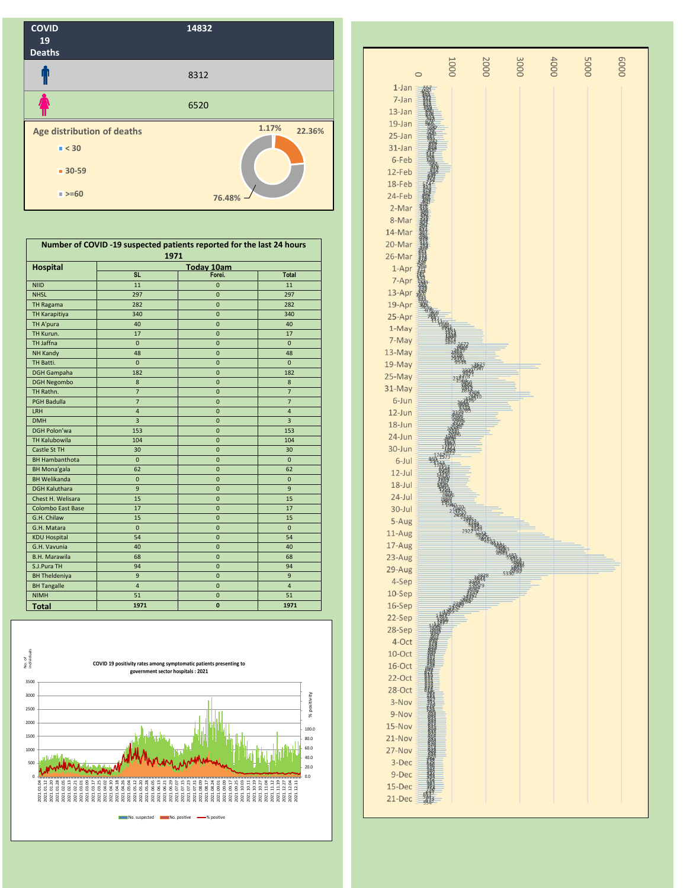| COVID 19 Deaths | 14832 |
|---|---|
| (male) | 8312 |
| (female) | 6520 |

**Age distribution of deaths**

- < 30
- 30-59
- >=60

1.17%
22.36%
76.48%

| Number of COVID -19 suspected patients reported for the last 24 hours 1971 | | | |
|---|---|---|---|
| Hospital | Today 10am | | |
| | SL | Forei. | Total |
| NIID | 11 | 0 | 11 |
| NHSL | 297 | 0 | 297 |
| TH Ragama | 282 | 0 | 282 |
| TH Karapitiya | 340 | 0 | 340 |
| TH A'pura | 40 | 0 | 40 |
| TH Kurun. | 17 | 0 | 17 |
| TH Jaffna | 0 | 0 | 0 |
| NH Kandy | 48 | 0 | 48 |
| TH Batti. | 0 | 0 | 0 |
| DGH Gampaha | 182 | 0 | 182 |
| DGH Negombo | 8 | 0 | 8 |
| TH Rathn. | 7 | 0 | 7 |
| PGH Badulla | 7 | 0 | 7 |
| LRH | 4 | 0 | 4 |
| DMH | 3 | 0 | 3 |
| DGH Polon'wa | 153 | 0 | 153 |
| TH Kalubowila | 104 | 0 | 104 |
| Castle St TH | 30 | 0 | 30 |
| BH Hambanthota | 0 | 0 | 0 |
| BH Mona'gala | 62 | 0 | 62 |
| BH Welikanda | 0 | 0 | 0 |
| DGH Kaluthara | 9 | 0 | 9 |
| Chest H. Welisara | 15 | 0 | 15 |
| Colombo East Base | 17 | 0 | 17 |
| G.H. Chilaw | 15 | 0 | 15 |
| G.H. Matara | 0 | 0 | 0 |
| KDU Hospital | 54 | 0 | 54 |
| G.H. Vavunia | 40 | 0 | 40 |
| B.H. Marawila | 68 | 0 | 68 |
| S.J.Pura TH | 94 | 0 | 94 |
| BH Theldeniya | 9 | 0 | 9 |
| BH Tangalle | 4 | 0 | 4 |
| NIMH | 51 | 0 | 51 |
| **Total** | 1971 | 0 | 1971 |

COVID 19 positivity rates among symptomatic patients presenting to government sector hospitals : 2021

No. of individuals

% positivity

No. suspected
No. positive
% positive